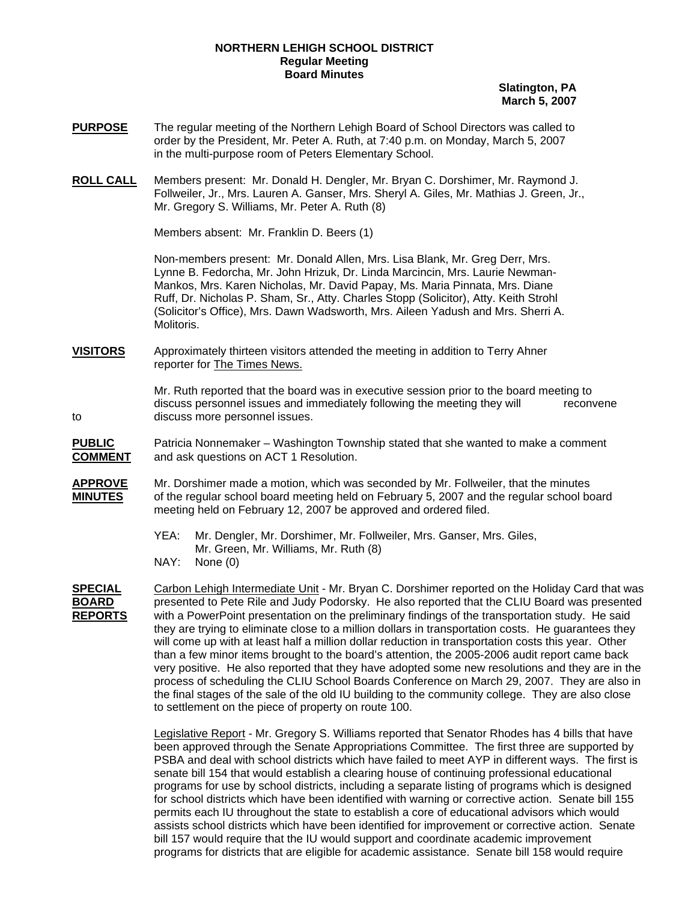**NORTHERN LEHIGH SCHOOL DISTRICT**
**Regular Meeting**
**Board Minutes**

**Slatington, PA**
**March 5, 2007**

**PURPOSE** The regular meeting of the Northern Lehigh Board of School Directors was called to order by the President, Mr. Peter A. Ruth, at 7:40 p.m. on Monday, March 5, 2007 in the multi-purpose room of Peters Elementary School.

**ROLL CALL** Members present: Mr. Donald H. Dengler, Mr. Bryan C. Dorshimer, Mr. Raymond J. Follweiler, Jr., Mrs. Lauren A. Ganser, Mrs. Sheryl A. Giles, Mr. Mathias J. Green, Jr., Mr. Gregory S. Williams, Mr. Peter A. Ruth (8)

Members absent: Mr. Franklin D. Beers (1)

Non-members present: Mr. Donald Allen, Mrs. Lisa Blank, Mr. Greg Derr, Mrs. Lynne B. Fedorcha, Mr. John Hrizuk, Dr. Linda Marcincin, Mrs. Laurie Newman-Mankos, Mrs. Karen Nicholas, Mr. David Papay, Ms. Maria Pinnata, Mrs. Diane Ruff, Dr. Nicholas P. Sham, Sr., Atty. Charles Stopp (Solicitor), Atty. Keith Strohl (Solicitor's Office), Mrs. Dawn Wadsworth, Mrs. Aileen Yadush and Mrs. Sherri A. Molitoris.

**VISITORS** Approximately thirteen visitors attended the meeting in addition to Terry Ahner reporter for The Times News.

Mr. Ruth reported that the board was in executive session prior to the board meeting to discuss personnel issues and immediately following the meeting they will reconvene to discuss more personnel issues.

**PUBLIC COMMENT** Patricia Nonnemaker – Washington Township stated that she wanted to make a comment and ask questions on ACT 1 Resolution.

**APPROVE MINUTES** Mr. Dorshimer made a motion, which was seconded by Mr. Follweiler, that the minutes of the regular school board meeting held on February 5, 2007 and the regular school board meeting held on February 12, 2007 be approved and ordered filed.

YEA: Mr. Dengler, Mr. Dorshimer, Mr. Follweiler, Mrs. Ganser, Mrs. Giles, Mr. Green, Mr. Williams, Mr. Ruth (8)
NAY: None (0)

**SPECIAL BOARD REPORTS** Carbon Lehigh Intermediate Unit - Mr. Bryan C. Dorshimer reported on the Holiday Card that was presented to Pete Rile and Judy Podorsky. He also reported that the CLIU Board was presented with a PowerPoint presentation on the preliminary findings of the transportation study. He said they are trying to eliminate close to a million dollars in transportation costs. He guarantees they will come up with at least half a million dollar reduction in transportation costs this year. Other than a few minor items brought to the board's attention, the 2005-2006 audit report came back very positive. He also reported that they have adopted some new resolutions and they are in the process of scheduling the CLIU School Boards Conference on March 29, 2007. They are also in the final stages of the sale of the old IU building to the community college. They are also close to settlement on the piece of property on route 100.

Legislative Report - Mr. Gregory S. Williams reported that Senator Rhodes has 4 bills that have been approved through the Senate Appropriations Committee. The first three are supported by PSBA and deal with school districts which have failed to meet AYP in different ways. The first is senate bill 154 that would establish a clearing house of continuing professional educational programs for use by school districts, including a separate listing of programs which is designed for school districts which have been identified with warning or corrective action. Senate bill 155 permits each IU throughout the state to establish a core of educational advisors which would assists school districts which have been identified for improvement or corrective action. Senate bill 157 would require that the IU would support and coordinate academic improvement programs for districts that are eligible for academic assistance. Senate bill 158 would require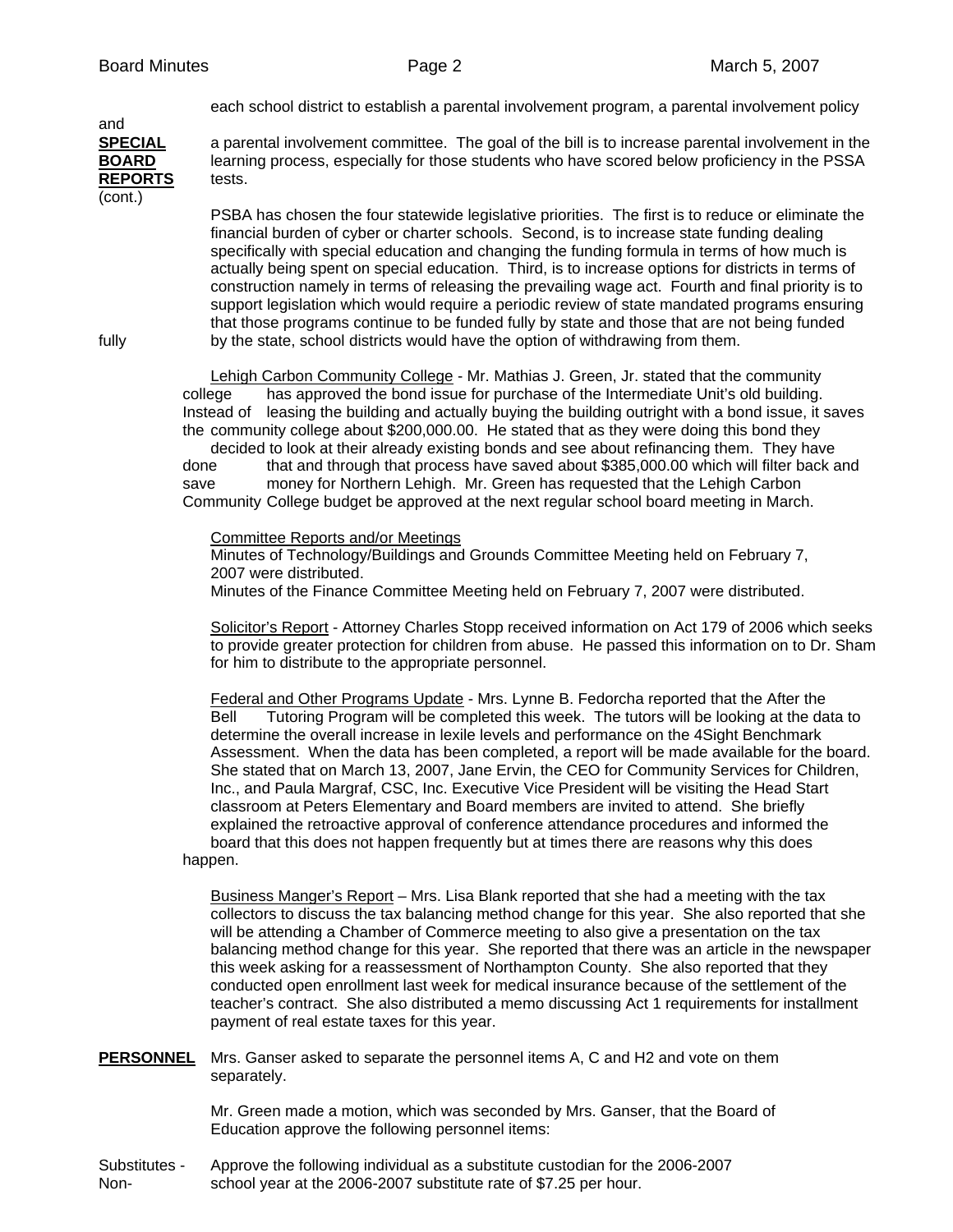**SPECIAL BOARD REPORTS** (cont.)

each school district to establish a parental involvement program, a parental involvement policy and a parental involvement committee. The goal of the bill is to increase parental involvement in the learning process, especially for those students who have scored below proficiency in the PSSA tests.

PSBA has chosen the four statewide legislative priorities. The first is to reduce or eliminate the financial burden of cyber or charter schools. Second, is to increase state funding dealing specifically with special education and changing the funding formula in terms of how much is actually being spent on special education. Third, is to increase options for districts in terms of construction namely in terms of releasing the prevailing wage act. Fourth and final priority is to support legislation which would require a periodic review of state mandated programs ensuring that those programs continue to be funded fully by state and those that are not being funded fully by the state, school districts would have the option of withdrawing from them.

Lehigh Carbon Community College - Mr. Mathias J. Green, Jr. stated that the community college has approved the bond issue for purchase of the Intermediate Unit's old building. Instead of leasing the building and actually buying the building outright with a bond issue, it saves the community college about $200,000.00. He stated that as they were doing this bond they decided to look at their already existing bonds and see about refinancing them. They have done that and through that process have saved about $385,000.00 which will filter back and save money for Northern Lehigh. Mr. Green has requested that the Lehigh Carbon Community College budget be approved at the next regular school board meeting in March.

Committee Reports and/or Meetings
Minutes of Technology/Buildings and Grounds Committee Meeting held on February 7, 2007 were distributed.
Minutes of the Finance Committee Meeting held on February 7, 2007 were distributed.

Solicitor's Report - Attorney Charles Stopp received information on Act 179 of 2006 which seeks to provide greater protection for children from abuse. He passed this information on to Dr. Sham for him to distribute to the appropriate personnel.

Federal and Other Programs Update - Mrs. Lynne B. Fedorcha reported that the After the Bell Tutoring Program will be completed this week. The tutors will be looking at the data to determine the overall increase in lexile levels and performance on the 4Sight Benchmark Assessment. When the data has been completed, a report will be made available for the board. She stated that on March 13, 2007, Jane Ervin, the CEO for Community Services for Children, Inc., and Paula Margraf, CSC, Inc. Executive Vice President will be visiting the Head Start classroom at Peters Elementary and Board members are invited to attend. She briefly explained the retroactive approval of conference attendance procedures and informed the board that this does not happen frequently but at times there are reasons why this does happen.

Business Manger's Report – Mrs. Lisa Blank reported that she had a meeting with the tax collectors to discuss the tax balancing method change for this year. She also reported that she will be attending a Chamber of Commerce meeting to also give a presentation on the tax balancing method change for this year. She reported that there was an article in the newspaper this week asking for a reassessment of Northampton County. She also reported that they conducted open enrollment last week for medical insurance because of the settlement of the teacher's contract. She also distributed a memo discussing Act 1 requirements for installment payment of real estate taxes for this year.

**PERSONNEL**

Mrs. Ganser asked to separate the personnel items A, C and H2 and vote on them separately.

Mr. Green made a motion, which was seconded by Mrs. Ganser, that the Board of Education approve the following personnel items:

Substitutes - Non-

Approve the following individual as a substitute custodian for the 2006-2007 school year at the 2006-2007 substitute rate of $7.25 per hour.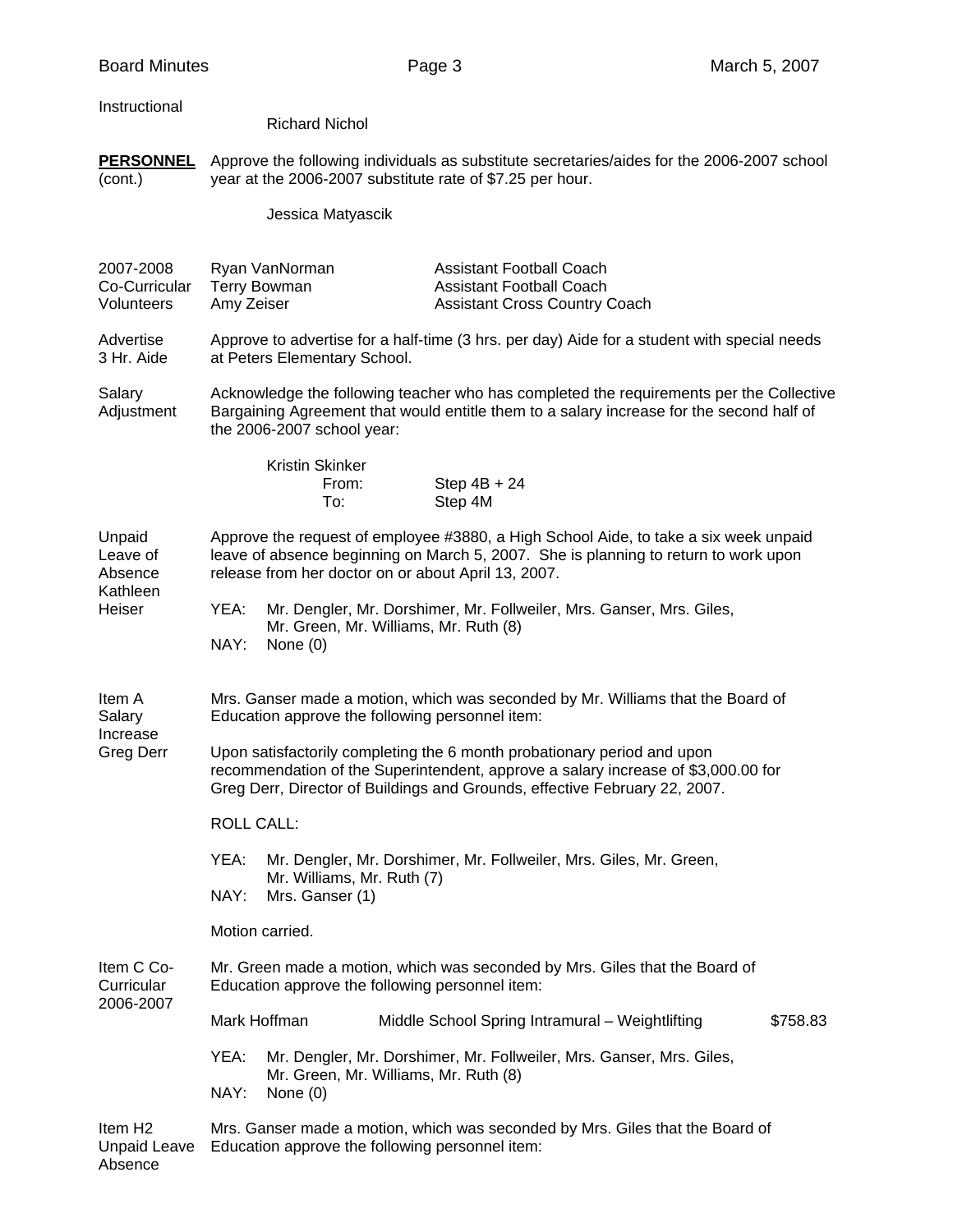Instructional

Richard Nichol

**PERSONNEL** (cont.)

Approve the following individuals as substitute secretaries/aides for the 2006-2007 school year at the 2006-2007 substitute rate of $7.25 per hour.

Jessica Matyascik

2007-2008 Co-Curricular Volunteers

| | |
|---|---|
| Ryan VanNorman | Assistant Football Coach |
| Terry Bowman | Assistant Football Coach |
| Amy Zeiser | Assistant Cross Country Coach |

Advertise 3 Hr. Aide

Approve to advertise for a half-time (3 hrs. per day) Aide for a student with special needs at Peters Elementary School.

Salary Adjustment

Acknowledge the following teacher who has completed the requirements per the Collective Bargaining Agreement that would entitle them to a salary increase for the second half of the 2006-2007 school year:

Kristin Skinker
From: Step 4B + 24
To: Step 4M

Unpaid Leave of Absence Kathleen Heiser

Approve the request of employee #3880, a High School Aide, to take a six week unpaid leave of absence beginning on March 5, 2007. She is planning to return to work upon release from her doctor on or about April 13, 2007.

YEA: Mr. Dengler, Mr. Dorshimer, Mr. Follweiler, Mrs. Ganser, Mrs. Giles, Mr. Green, Mr. Williams, Mr. Ruth (8)
NAY: None (0)

Item A Salary Increase Greg Derr

Mrs. Ganser made a motion, which was seconded by Mr. Williams that the Board of Education approve the following personnel item:

Upon satisfactorily completing the 6 month probationary period and upon recommendation of the Superintendent, approve a salary increase of $3,000.00 for Greg Derr, Director of Buildings and Grounds, effective February 22, 2007.

ROLL CALL:

YEA: Mr. Dengler, Mr. Dorshimer, Mr. Follweiler, Mrs. Giles, Mr. Green, Mr. Williams, Mr. Ruth (7)
NAY: Mrs. Ganser (1)

Motion carried.

Item C Co-Curricular 2006-2007

Mr. Green made a motion, which was seconded by Mrs. Giles that the Board of Education approve the following personnel item:

| | | |
|---|---|---|
| Mark Hoffman | Middle School Spring Intramural – Weightlifting | $758.83 |

YEA: Mr. Dengler, Mr. Dorshimer, Mr. Follweiler, Mrs. Ganser, Mrs. Giles, Mr. Green, Mr. Williams, Mr. Ruth (8)
NAY: None (0)

Item H2 Unpaid Leave Absence

Mrs. Ganser made a motion, which was seconded by Mrs. Giles that the Board of Education approve the following personnel item: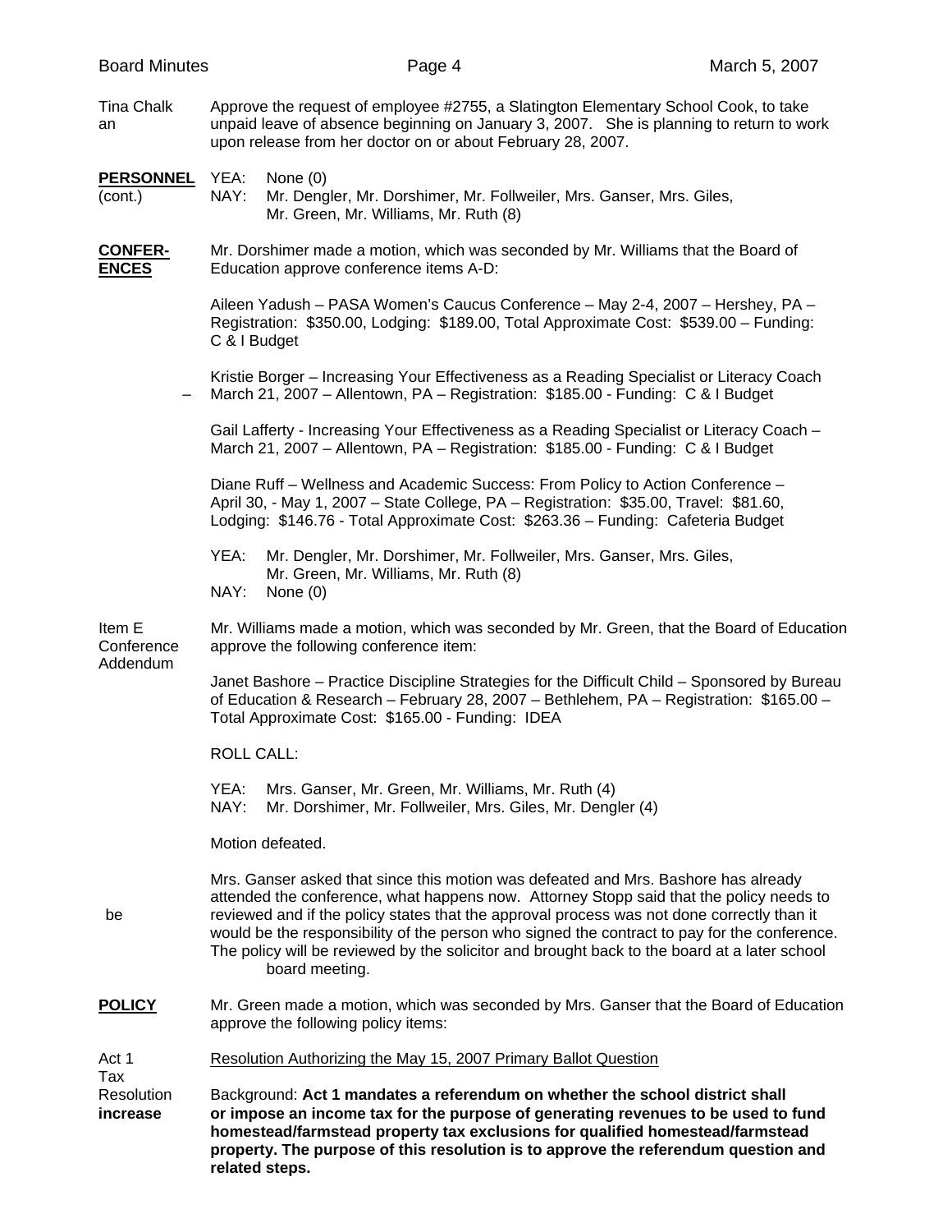Tina Chalk an — Approve the request of employee #2755, a Slatington Elementary School Cook, to take unpaid leave of absence beginning on January 3, 2007. She is planning to return to work upon release from her doctor on or about February 28, 2007.

**PERSONNEL** (cont.)

YEA: None (0)
NAY: Mr. Dengler, Mr. Dorshimer, Mr. Follweiler, Mrs. Ganser, Mrs. Giles, Mr. Green, Mr. Williams, Mr. Ruth (8)

**CONFER-ENCES**

Mr. Dorshimer made a motion, which was seconded by Mr. Williams that the Board of Education approve conference items A-D:

Aileen Yadush – PASA Women's Caucus Conference – May 2-4, 2007 – Hershey, PA – Registration: $350.00, Lodging: $189.00, Total Approximate Cost: $539.00 – Funding: C & I Budget

Kristie Borger – Increasing Your Effectiveness as a Reading Specialist or Literacy Coach – March 21, 2007 – Allentown, PA – Registration: $185.00 - Funding: C & I Budget

Gail Lafferty - Increasing Your Effectiveness as a Reading Specialist or Literacy Coach – March 21, 2007 – Allentown, PA – Registration: $185.00 - Funding: C & I Budget

Diane Ruff – Wellness and Academic Success: From Policy to Action Conference – April 30, - May 1, 2007 – State College, PA – Registration: $35.00, Travel: $81.60, Lodging: $146.76 - Total Approximate Cost: $263.36 – Funding: Cafeteria Budget

YEA: Mr. Dengler, Mr. Dorshimer, Mr. Follweiler, Mrs. Ganser, Mrs. Giles, Mr. Green, Mr. Williams, Mr. Ruth (8)
NAY: None (0)

Item E Conference Addendum

Mr. Williams made a motion, which was seconded by Mr. Green, that the Board of Education approve the following conference item:

Janet Bashore – Practice Discipline Strategies for the Difficult Child – Sponsored by Bureau of Education & Research – February 28, 2007 – Bethlehem, PA – Registration: $165.00 – Total Approximate Cost: $165.00 - Funding: IDEA

ROLL CALL:

YEA: Mrs. Ganser, Mr. Green, Mr. Williams, Mr. Ruth (4)
NAY: Mr. Dorshimer, Mr. Follweiler, Mrs. Giles, Mr. Dengler (4)

Motion defeated.

Mrs. Ganser asked that since this motion was defeated and Mrs. Bashore has already attended the conference, what happens now. Attorney Stopp said that the policy needs to be reviewed and if the policy states that the approval process was not done correctly than it would be the responsibility of the person who signed the contract to pay for the conference. The policy will be reviewed by the solicitor and brought back to the board at a later school board meeting.

**POLICY**

Mr. Green made a motion, which was seconded by Mrs. Ganser that the Board of Education approve the following policy items:

Act 1 Tax Resolution **increase**

Resolution Authorizing the May 15, 2007 Primary Ballot Question

Background: **Act 1 mandates a referendum on whether the school district shall or impose an income tax for the purpose of generating revenues to be used to fund homestead/farmstead property tax exclusions for qualified homestead/farmstead property. The purpose of this resolution is to approve the referendum question and related steps.**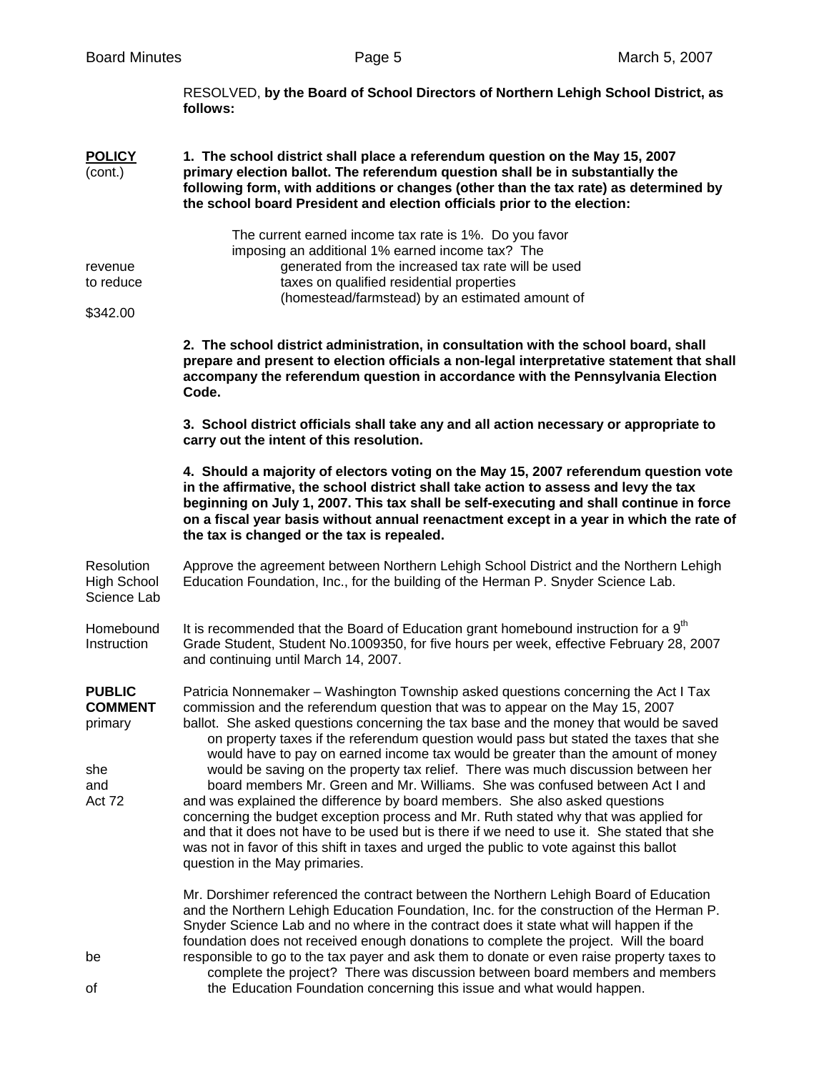RESOLVED, **by the Board of School Directors of Northern Lehigh School District, as follows:**

**POLICY** (cont.)

**1. The school district shall place a referendum question on the May 15, 2007 primary election ballot. The referendum question shall be in substantially the following form, with additions or changes (other than the tax rate) as determined by the school board President and election officials prior to the election:**

> The current earned income tax rate is 1%. Do you favor imposing an additional 1% earned income tax? The revenue generated from the increased tax rate will be used to reduce taxes on qualified residential properties (homestead/farmstead) by an estimated amount of $342.00

**2. The school district administration, in consultation with the school board, shall prepare and present to election officials a non-legal interpretative statement that shall accompany the referendum question in accordance with the Pennsylvania Election Code.**

**3. School district officials shall take any and all action necessary or appropriate to carry out the intent of this resolution.**

**4. Should a majority of electors voting on the May 15, 2007 referendum question vote in the affirmative, the school district shall take action to assess and levy the tax beginning on July 1, 2007. This tax shall be self-executing and shall continue in force on a fiscal year basis without annual reenactment except in a year in which the rate of the tax is changed or the tax is repealed.**

Resolution High School Science Lab

Approve the agreement between Northern Lehigh School District and the Northern Lehigh Education Foundation, Inc., for the building of the Herman P. Snyder Science Lab.

Homebound Instruction

It is recommended that the Board of Education grant homebound instruction for a 9th Grade Student, Student No.1009350, for five hours per week, effective February 28, 2007 and continuing until March 14, 2007.

**PUBLIC COMMENT**

Patricia Nonnemaker – Washington Township asked questions concerning the Act I Tax commission and the referendum question that was to appear on the May 15, 2007 primary ballot. She asked questions concerning the tax base and the money that would be saved on property taxes if the referendum question would pass but stated the taxes that she would have to pay on earned income tax would be greater than the amount of money she would be saving on the property tax relief. There was much discussion between her and board members Mr. Green and Mr. Williams. She was confused between Act I and Act 72 and was explained the difference by board members. She also asked questions concerning the budget exception process and Mr. Ruth stated why that was applied for and that it does not have to be used but is there if we need to use it. She stated that she was not in favor of this shift in taxes and urged the public to vote against this ballot question in the May primaries.

Mr. Dorshimer referenced the contract between the Northern Lehigh Board of Education and the Northern Lehigh Education Foundation, Inc. for the construction of the Herman P. Snyder Science Lab and no where in the contract does it state what will happen if the foundation does not received enough donations to complete the project. Will the board be responsible to go to the tax payer and ask them to donate or even raise property taxes to complete the project? There was discussion between board members and members of the Education Foundation concerning this issue and what would happen.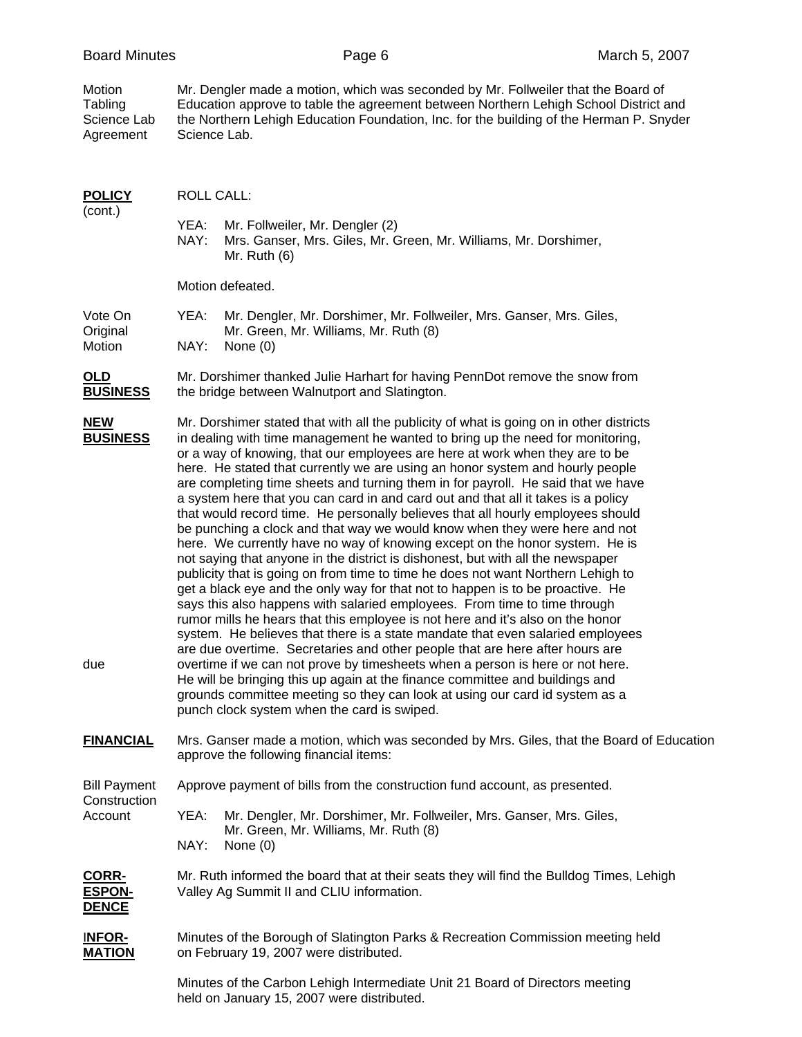**Motion Tabling Science Lab Agreement**

Mr. Dengler made a motion, which was seconded by Mr. Follweiler that the Board of Education approve to table the agreement between Northern Lehigh School District and the Northern Lehigh Education Foundation, Inc. for the building of the Herman P. Snyder Science Lab.

**POLICY** (cont.)

ROLL CALL:

YEA: Mr. Follweiler, Mr. Dengler (2)
NAY: Mrs. Ganser, Mrs. Giles, Mr. Green, Mr. Williams, Mr. Dorshimer, Mr. Ruth (6)

Motion defeated.

**Vote On Original Motion**

YEA: Mr. Dengler, Mr. Dorshimer, Mr. Follweiler, Mrs. Ganser, Mrs. Giles, Mr. Green, Mr. Williams, Mr. Ruth (8)
NAY: None (0)

**OLD BUSINESS**

Mr. Dorshimer thanked Julie Harhart for having PennDot remove the snow from the bridge between Walnutport and Slatington.

**NEW BUSINESS**

Mr. Dorshimer stated that with all the publicity of what is going on in other districts in dealing with time management he wanted to bring up the need for monitoring, or a way of knowing, that our employees are here at work when they are to be here. He stated that currently we are using an honor system and hourly people are completing time sheets and turning them in for payroll. He said that we have a system here that you can card in and card out and that all it takes is a policy that would record time. He personally believes that all hourly employees should be punching a clock and that way we would know when they were here and not here. We currently have no way of knowing except on the honor system. He is not saying that anyone in the district is dishonest, but with all the newspaper publicity that is going on from time to time he does not want Northern Lehigh to get a black eye and the only way for that not to happen is to be proactive. He says this also happens with salaried employees. From time to time through rumor mills he hears that this employee is not here and it's also on the honor system. He believes that there is a state mandate that even salaried employees are due overtime. Secretaries and other people that are here after hours are due overtime if we can not prove by timesheets when a person is here or not here. He will be bringing this up again at the finance committee and buildings and grounds committee meeting so they can look at using our card id system as a punch clock system when the card is swiped.

**FINANCIAL**

Mrs. Ganser made a motion, which was seconded by Mrs. Giles, that the Board of Education approve the following financial items:

**Bill Payment Construction Account**

Approve payment of bills from the construction fund account, as presented.

YEA: Mr. Dengler, Mr. Dorshimer, Mr. Follweiler, Mrs. Ganser, Mrs. Giles, Mr. Green, Mr. Williams, Mr. Ruth (8)
NAY: None (0)

**CORRESPONDENCE**

Mr. Ruth informed the board that at their seats they will find the Bulldog Times, Lehigh Valley Ag Summit II and CLIU information.

**INFORMATION**

Minutes of the Borough of Slatington Parks & Recreation Commission meeting held on February 19, 2007 were distributed.

Minutes of the Carbon Lehigh Intermediate Unit 21 Board of Directors meeting held on January 15, 2007 were distributed.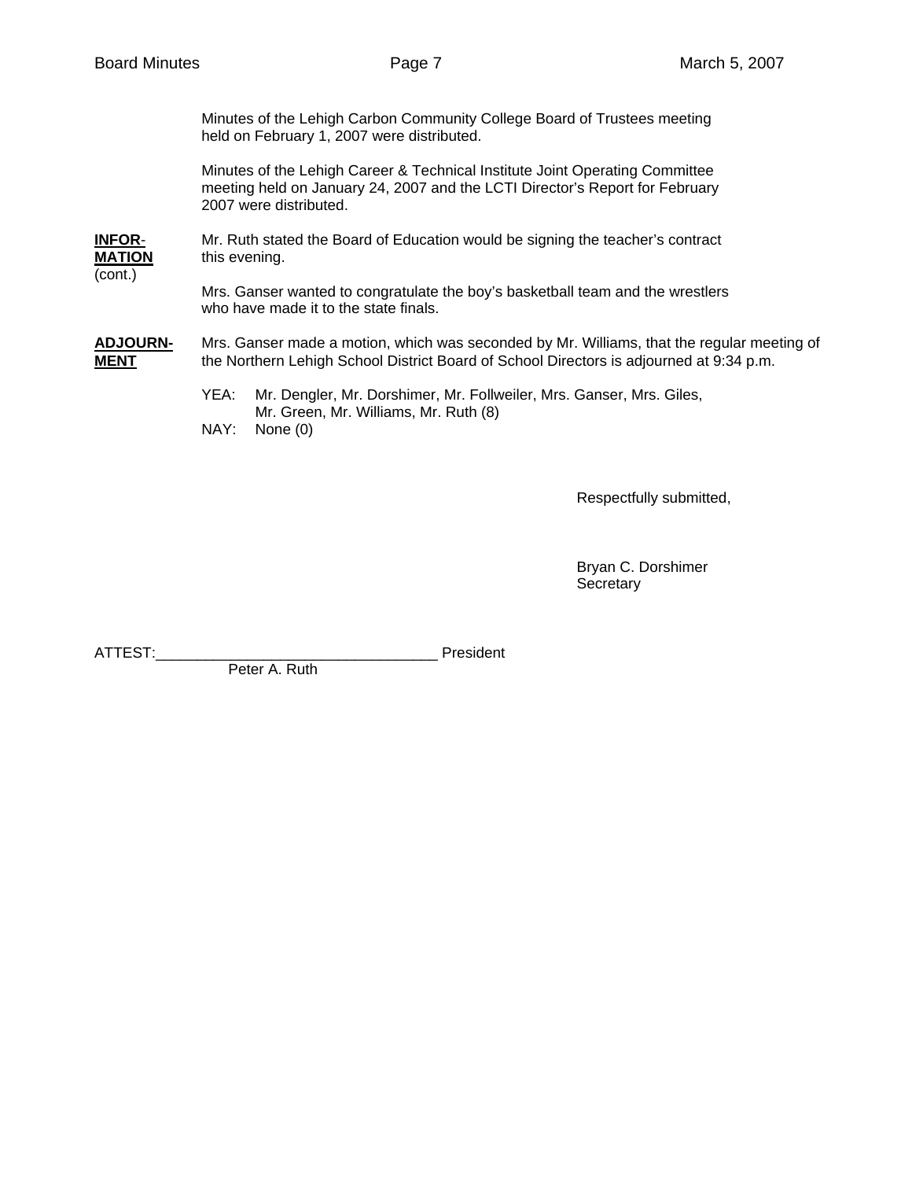Minutes of the Lehigh Carbon Community College Board of Trustees meeting held on February 1, 2007 were distributed.

Minutes of the Lehigh Career & Technical Institute Joint Operating Committee meeting held on January 24, 2007 and the LCTI Director's Report for February 2007 were distributed.

**INFOR-MATION** (cont.)

Mr. Ruth stated the Board of Education would be signing the teacher's contract this evening.

Mrs. Ganser wanted to congratulate the boy's basketball team and the wrestlers who have made it to the state finals.

**ADJOURN-MENT**

Mrs. Ganser made a motion, which was seconded by Mr. Williams, that the regular meeting of the Northern Lehigh School District Board of School Directors is adjourned at 9:34 p.m.

YEA: Mr. Dengler, Mr. Dorshimer, Mr. Follweiler, Mrs. Ganser, Mrs. Giles, Mr. Green, Mr. Williams, Mr. Ruth (8)
NAY: None (0)

Respectfully submitted,

Bryan C. Dorshimer
Secretary

ATTEST:_________________________________ President
Peter A. Ruth